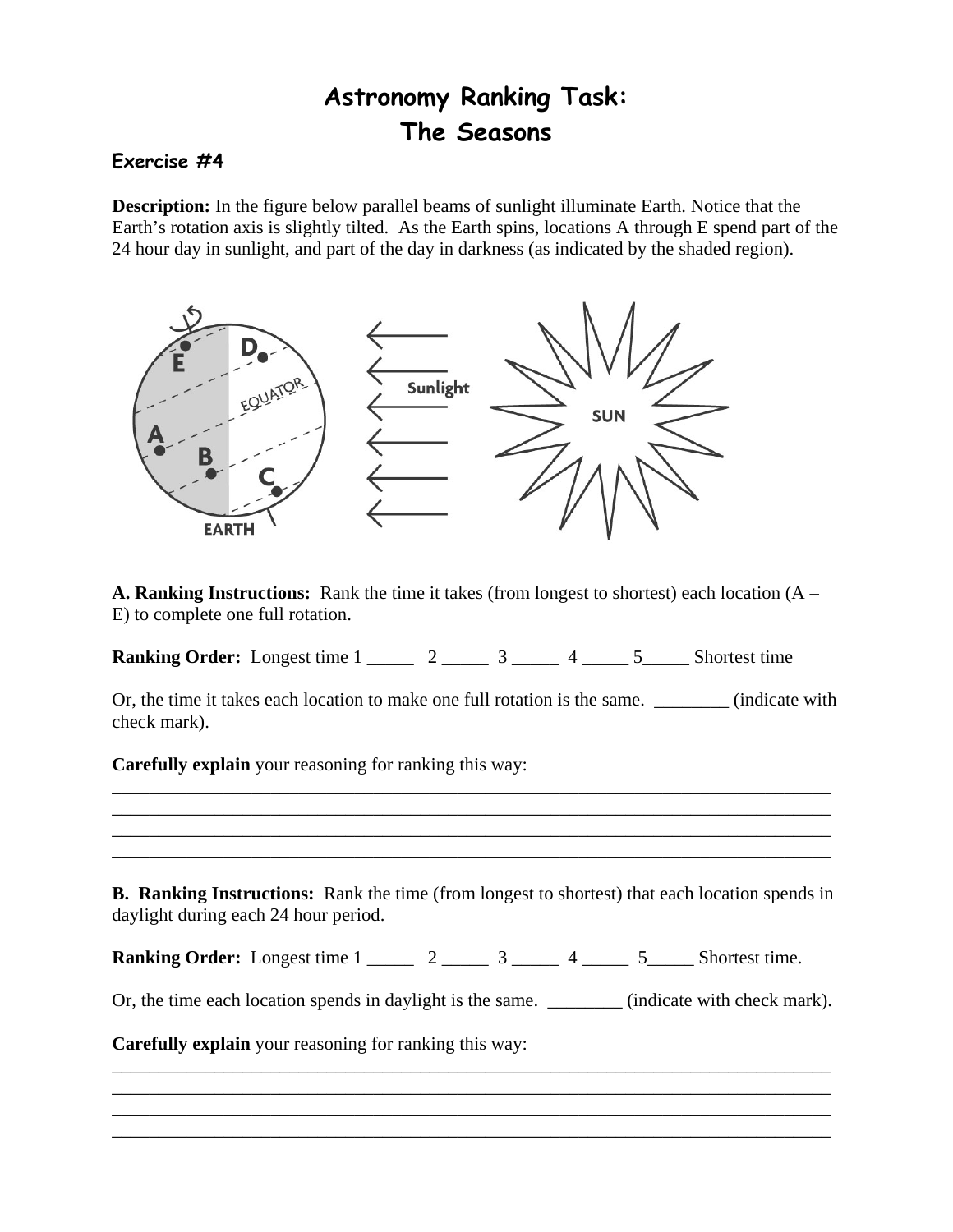# Astronomy Ranking Task:
# The Seasons

### Exercise #4

**Description:** In the figure below parallel beams of sunlight illuminate Earth. Notice that the Earth's rotation axis is slightly tilted. As the Earth spins, locations A through E spend part of the 24 hour day in sunlight, and part of the day in darkness (as indicated by the shaded region).

**A. Ranking Instructions:** Rank the time it takes (from longest to shortest) each location (A – E) to complete one full rotation.

**Ranking Order:** Longest time 1 _____ 2 _____ 3 _____ 4 _____ 5_____ Shortest time

Or, the time it takes each location to make one full rotation is the same. ________ (indicate with check mark).

**Carefully explain** your reasoning for ranking this way:

________________________________________________________________________________

________________________________________________________________________________

________________________________________________________________________________

________________________________________________________________________________

**B. Ranking Instructions:** Rank the time (from longest to shortest) that each location spends in daylight during each 24 hour period.

**Ranking Order:** Longest time 1 _____ 2 _____ 3 _____ 4 _____ 5_____ Shortest time.

Or, the time each location spends in daylight is the same. ________ (indicate with check mark).

**Carefully explain** your reasoning for ranking this way:

________________________________________________________________________________

________________________________________________________________________________

________________________________________________________________________________

________________________________________________________________________________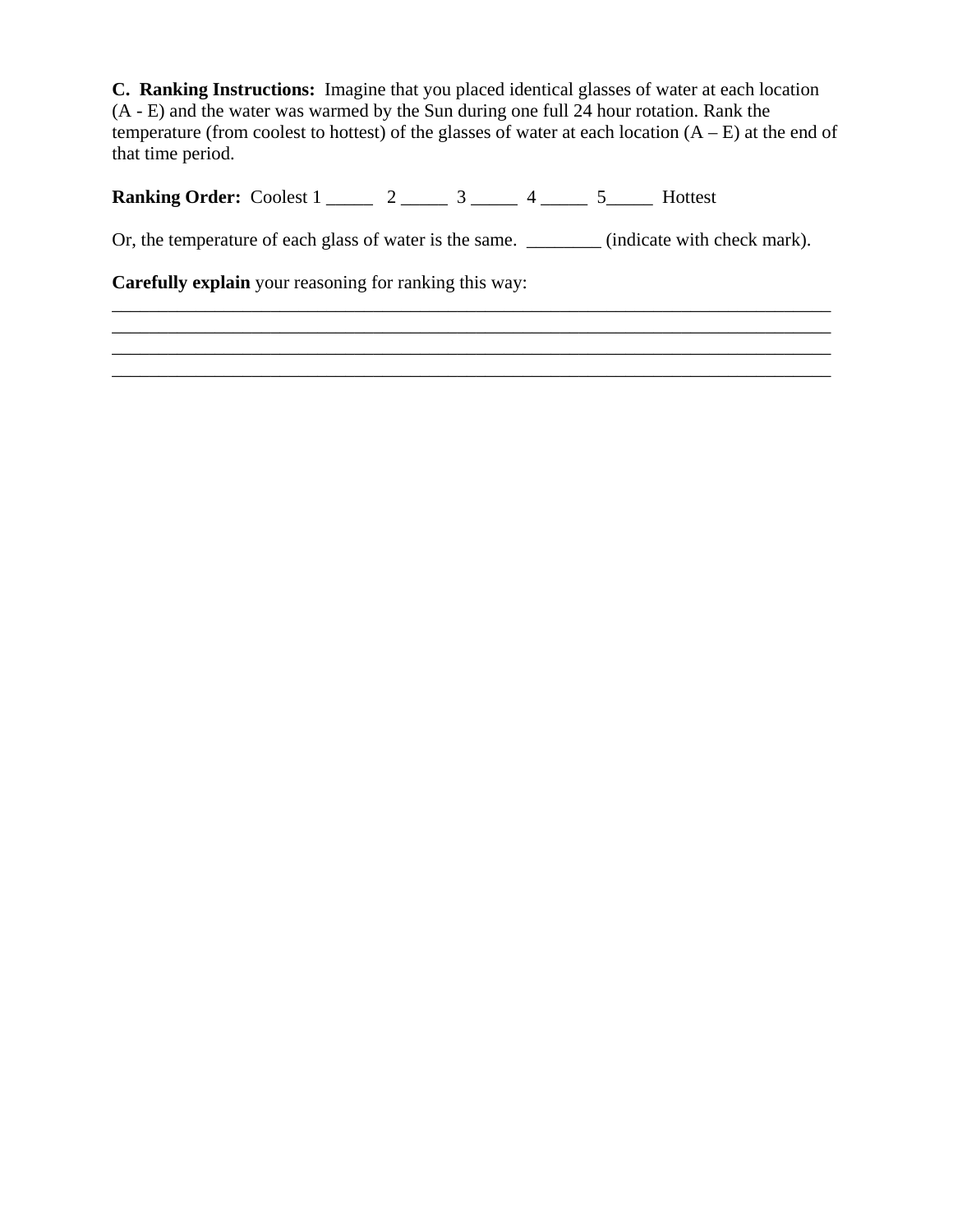**C. Ranking Instructions:** Imagine that you placed identical glasses of water at each location (A - E) and the water was warmed by the Sun during one full 24 hour rotation. Rank the temperature (from coolest to hottest) of the glasses of water at each location (A – E) at the end of that time period.

**Ranking Order:** Coolest 1 _____ 2 _____ 3 _____ 4 _____ 5_____ Hottest

Or, the temperature of each glass of water is the same. ________ (indicate with check mark).

**Carefully explain** your reasoning for ranking this way:

_______________________________________________________________________________

_______________________________________________________________________________

_______________________________________________________________________________

_______________________________________________________________________________